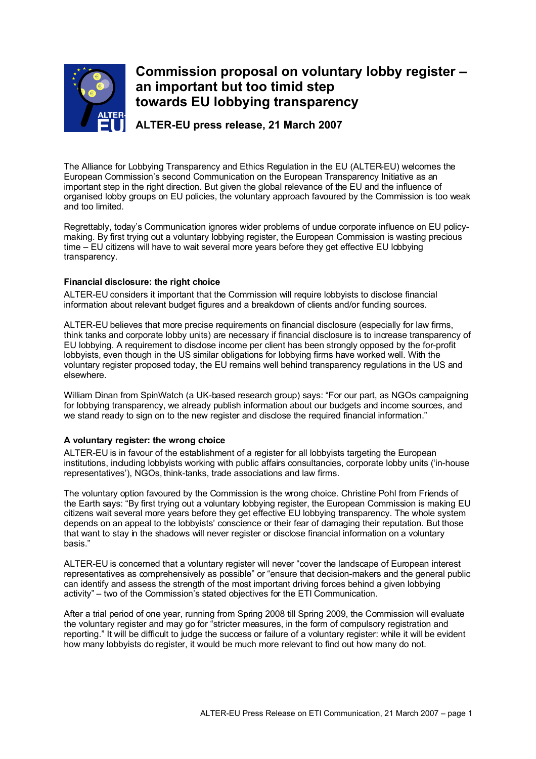# Commission proposal on voluntary lobby register – an important but too timid step towards EU lobbying transparency

## ALTER-EU press release, 21 March 2007

The Alliance for Lobbying Transparency and Ethics Regulation in the EU (ALTER-EU) welcomes the European Commission's second Communication on the European Transparency Initiative as an important step in the right direction. But given the global relevance of the EU and the influence of organised lobby groups on EU policies, the voluntary approach favoured by the Commission is too weak and too limited.

Regrettably, today's Communication ignores wider problems of undue corporate influence on EU policy-making. By first trying out a voluntary lobbying register, the European Commission is wasting precious time – EU citizens will have to wait several more years before they get effective EU lobbying transparency.

**Financial disclosure: the right choice**

ALTER-EU considers it important that the Commission will require lobbyists to disclose financial information about relevant budget figures and a breakdown of clients and/or funding sources.

ALTER-EU believes that more precise requirements on financial disclosure (especially for law firms, think tanks and corporate lobby units) are necessary if financial disclosure is to increase transparency of EU lobbying. A requirement to disclose income per client has been strongly opposed by the for-profit lobbyists, even though in the US similar obligations for lobbying firms have worked well. With the voluntary register proposed today, the EU remains well behind transparency regulations in the US and elsewhere.

William Dinan from SpinWatch (a UK-based research group) says: "For our part, as NGOs campaigning for lobbying transparency, we already publish information about our budgets and income sources, and we stand ready to sign on to the new register and disclose the required financial information."

**A voluntary register: the wrong choice**

ALTER-EU is in favour of the establishment of a register for all lobbyists targeting the European institutions, including lobbyists working with public affairs consultancies, corporate lobby units ('in-house representatives'), NGOs, think-tanks, trade associations and law firms.

The voluntary option favoured by the Commission is the wrong choice. Christine Pohl from Friends of the Earth says: "By first trying out a voluntary lobbying register, the European Commission is making EU citizens wait several more years before they get effective EU lobbying transparency. The whole system depends on an appeal to the lobbyists' conscience or their fear of damaging their reputation. But those that want to stay in the shadows will never register or disclose financial information on a voluntary basis."

ALTER-EU is concerned that a voluntary register will never "cover the landscape of European interest representatives as comprehensively as possible" or "ensure that decision-makers and the general public can identify and assess the strength of the most important driving forces behind a given lobbying activity" – two of the Commission's stated objectives for the ETI Communication.

After a trial period of one year, running from Spring 2008 till Spring 2009, the Commission will evaluate the voluntary register and may go for "stricter measures, in the form of compulsory registration and reporting." It will be difficult to judge the success or failure of a voluntary register: while it will be evident how many lobbyists do register, it would be much more relevant to find out how many do not.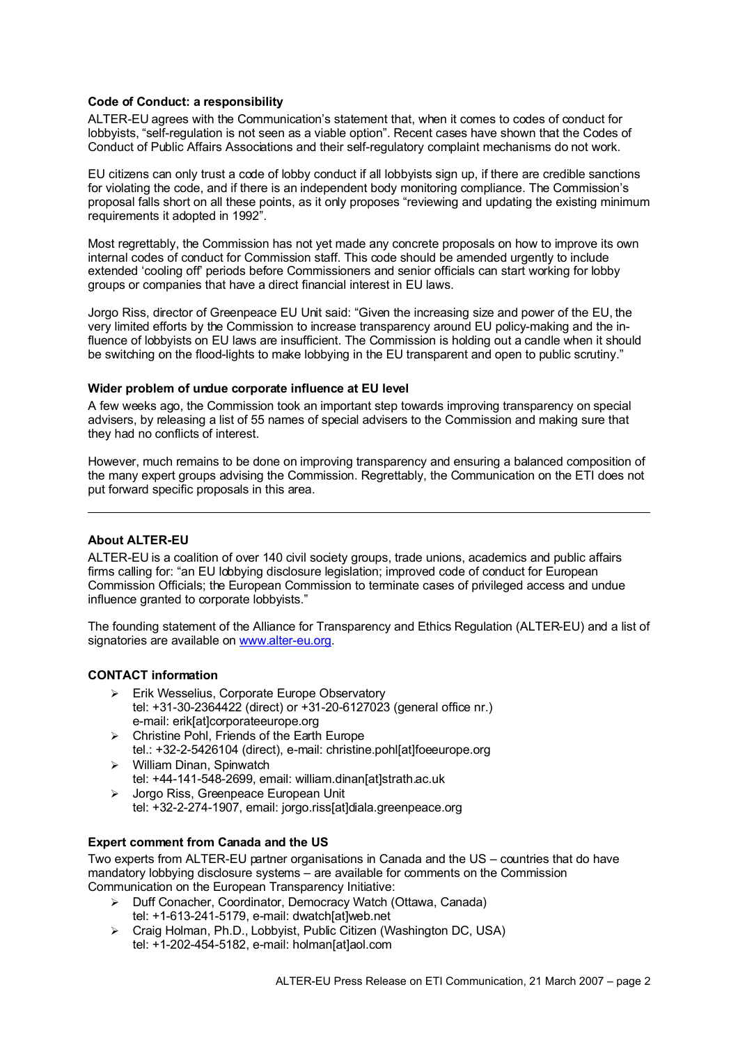**Code of Conduct: a responsibility**

ALTER-EU agrees with the Communication's statement that, when it comes to codes of conduct for lobbyists, "self-regulation is not seen as a viable option". Recent cases have shown that the Codes of Conduct of Public Affairs Associations and their self-regulatory complaint mechanisms do not work.

EU citizens can only trust a code of lobby conduct if all lobbyists sign up, if there are credible sanctions for violating the code, and if there is an independent body monitoring compliance. The Commission's proposal falls short on all these points, as it only proposes "reviewing and updating the existing minimum requirements it adopted in 1992".

Most regrettably, the Commission has not yet made any concrete proposals on how to improve its own internal codes of conduct for Commission staff. This code should be amended urgently to include extended 'cooling off' periods before Commissioners and senior officials can start working for lobby groups or companies that have a direct financial interest in EU laws.

Jorgo Riss, director of Greenpeace EU Unit said: "Given the increasing size and power of the EU, the very limited efforts by the Commission to increase transparency around EU policy-making and the influence of lobbyists on EU laws are insufficient. The Commission is holding out a candle when it should be switching on the flood-lights to make lobbying in the EU transparent and open to public scrutiny."

**Wider problem of undue corporate influence at EU level**

A few weeks ago, the Commission took an important step towards improving transparency on special advisers, by releasing a list of 55 names of special advisers to the Commission and making sure that they had no conflicts of interest.

However, much remains to be done on improving transparency and ensuring a balanced composition of the many expert groups advising the Commission. Regrettably, the Communication on the ETI does not put forward specific proposals in this area.

---

**About ALTER-EU**

ALTER-EU is a coalition of over 140 civil society groups, trade unions, academics and public affairs firms calling for: "an EU lobbying disclosure legislation; improved code of conduct for European Commission Officials; the European Commission to terminate cases of privileged access and undue influence granted to corporate lobbyists."

The founding statement of the Alliance for Transparency and Ethics Regulation (ALTER-EU) and a list of signatories are available on [www.alter-eu.org](http://www.alter-eu.org).

**CONTACT information**

- Erik Wesselius, Corporate Europe Observatory
  tel: +31-30-2364422 (direct) or +31-20-6127023 (general office nr.)
  e-mail: erik[at]corporateeurope.org
- Christine Pohl, Friends of the Earth Europe
  tel.: +32-2-5426104 (direct), e-mail: christine.pohl[at]foeeurope.org
- William Dinan, Spinwatch
  tel: +44-141-548-2699, email: william.dinan[at]strath.ac.uk
- Jorgo Riss, Greenpeace European Unit
  tel: +32-2-274-1907, email: jorgo.riss[at]diala.greenpeace.org

**Expert comment from Canada and the US**

Two experts from ALTER-EU partner organisations in Canada and the US – countries that do have mandatory lobbying disclosure systems – are available for comments on the Commission Communication on the European Transparency Initiative:

- Duff Conacher, Coordinator, Democracy Watch (Ottawa, Canada)
  tel: +1-613-241-5179, e-mail: dwatch[at]web.net
- Craig Holman, Ph.D., Lobbyist, Public Citizen (Washington DC, USA)
  tel: +1-202-454-5182, e-mail: holman[at]aol.com